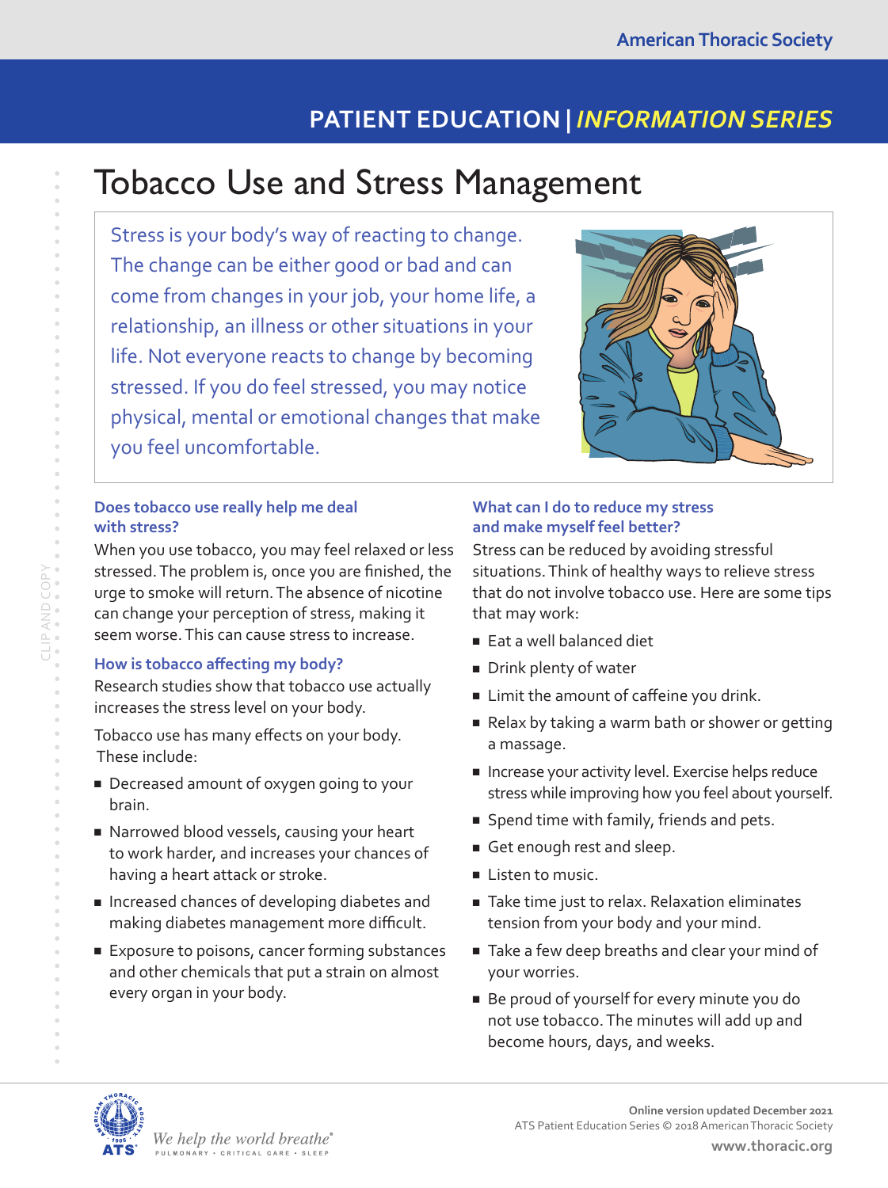# Tobacco Use and Stress Management

Stress is your body's way of reacting to change. The change can be either good or bad and can come from changes in your job, your home life, a relationship, an illness or other situations in your life. Not everyone reacts to change by becoming stressed. If you do feel stressed, you may notice physical, mental or emotional changes that make you feel uncomfortable.

### Does tobacco use really help me deal with stress?

When you use tobacco, you may feel relaxed or less stressed. The problem is, once you are finished, the urge to smoke will return. The absence of nicotine can change your perception of stress, making it seem worse. This can cause stress to increase.

### How is tobacco affecting my body?

Research studies show that tobacco use actually increases the stress level on your body.

Tobacco use has many effects on your body. These include:

- Decreased amount of oxygen going to your brain.
- Narrowed blood vessels, causing your heart to work harder, and increases your chances of having a heart attack or stroke.
- Increased chances of developing diabetes and making diabetes management more difficult.
- Exposure to poisons, cancer forming substances and other chemicals that put a strain on almost every organ in your body.

### What can I do to reduce my stress and make myself feel better?

Stress can be reduced by avoiding stressful situations. Think of healthy ways to relieve stress that do not involve tobacco use. Here are some tips that may work:

- Eat a well balanced diet
- Drink plenty of water
- Limit the amount of caffeine you drink.
- Relax by taking a warm bath or shower or getting a massage.
- Increase your activity level. Exercise helps reduce stress while improving how you feel about yourself.
- Spend time with family, friends and pets.
- Get enough rest and sleep.
- Listen to music.
- Take time just to relax. Relaxation eliminates tension from your body and your mind.
- Take a few deep breaths and clear your mind of your worries.
- Be proud of yourself for every minute you do not use tobacco. The minutes will add up and become hours, days, and weeks.

Online version updated December 2021

ATS Patient Education Series © 2018 American Thoracic Society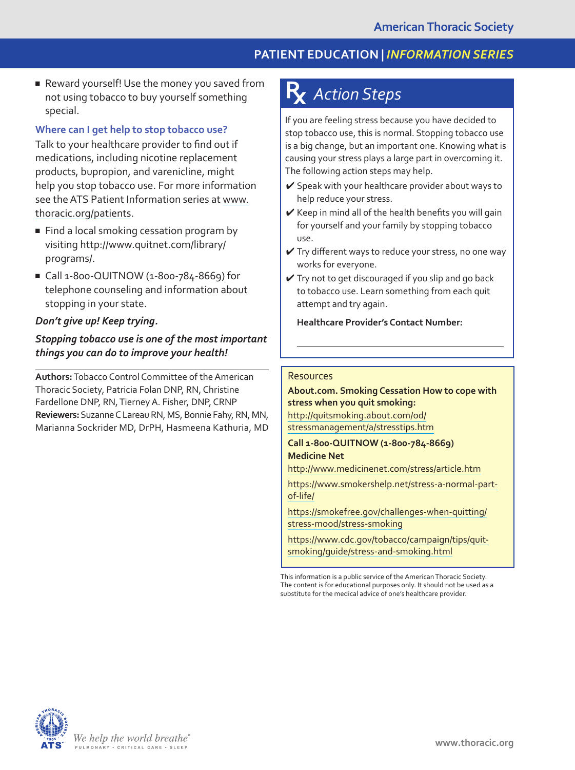- Reward yourself! Use the money you saved from not using tobacco to buy yourself something special.

### Where can I get help to stop tobacco use?

Talk to your healthcare provider to find out if medications, including nicotine replacement products, bupropion, and varenicline, might help you stop tobacco use. For more information see the ATS Patient Information series at www.thoracic.org/patients.

- Find a local smoking cessation program by visiting http://www.quitnet.com/library/programs/.
- Call 1-800-QUITNOW (1-800-784-8669) for telephone counseling and information about stopping in your state.

***Don't give up! Keep trying.***

***Stopping tobacco use is one of the most important things you can do to improve your health!***

**Authors:** Tobacco Control Committee of the American Thoracic Society, Patricia Folan DNP, RN, Christine Fardellone DNP, RN, Tierney A. Fisher, DNP, CRNP
**Reviewers:** Suzanne C Lareau RN, MS, Bonnie Fahy, RN, MN, Marianna Sockrider MD, DrPH, Hasmeena Kathuria, MD

## Rx *Action Steps*

If you are feeling stress because you have decided to stop tobacco use, this is normal. Stopping tobacco use is a big change, but an important one. Knowing what is causing your stress plays a large part in overcoming it. The following action steps may help.

✔ Speak with your healthcare provider about ways to help reduce your stress.
✔ Keep in mind all of the health benefits you will gain for yourself and your family by stopping tobacco use.
✔ Try different ways to reduce your stress, no one way works for everyone.
✔ Try not to get discouraged if you slip and go back to tobacco use. Learn something from each quit attempt and try again.

**Healthcare Provider's Contact Number:**

_______________________________

### Resources

**About.com. Smoking Cessation How to cope with stress when you quit smoking:**
http://quitsmoking.about.com/od/stressmanagement/a/stresstips.htm

**Call 1-800-QUITNOW (1-800-784-8669)**

**Medicine Net**
http://www.medicinenet.com/stress/article.htm

https://www.smokershelp.net/stress-a-normal-part-of-life/

https://smokefree.gov/challenges-when-quitting/stress-mood/stress-smoking

https://www.cdc.gov/tobacco/campaign/tips/quit-smoking/guide/stress-and-smoking.html

This information is a public service of the American Thoracic Society. The content is for educational purposes only. It should not be used as a substitute for the medical advice of one's healthcare provider.